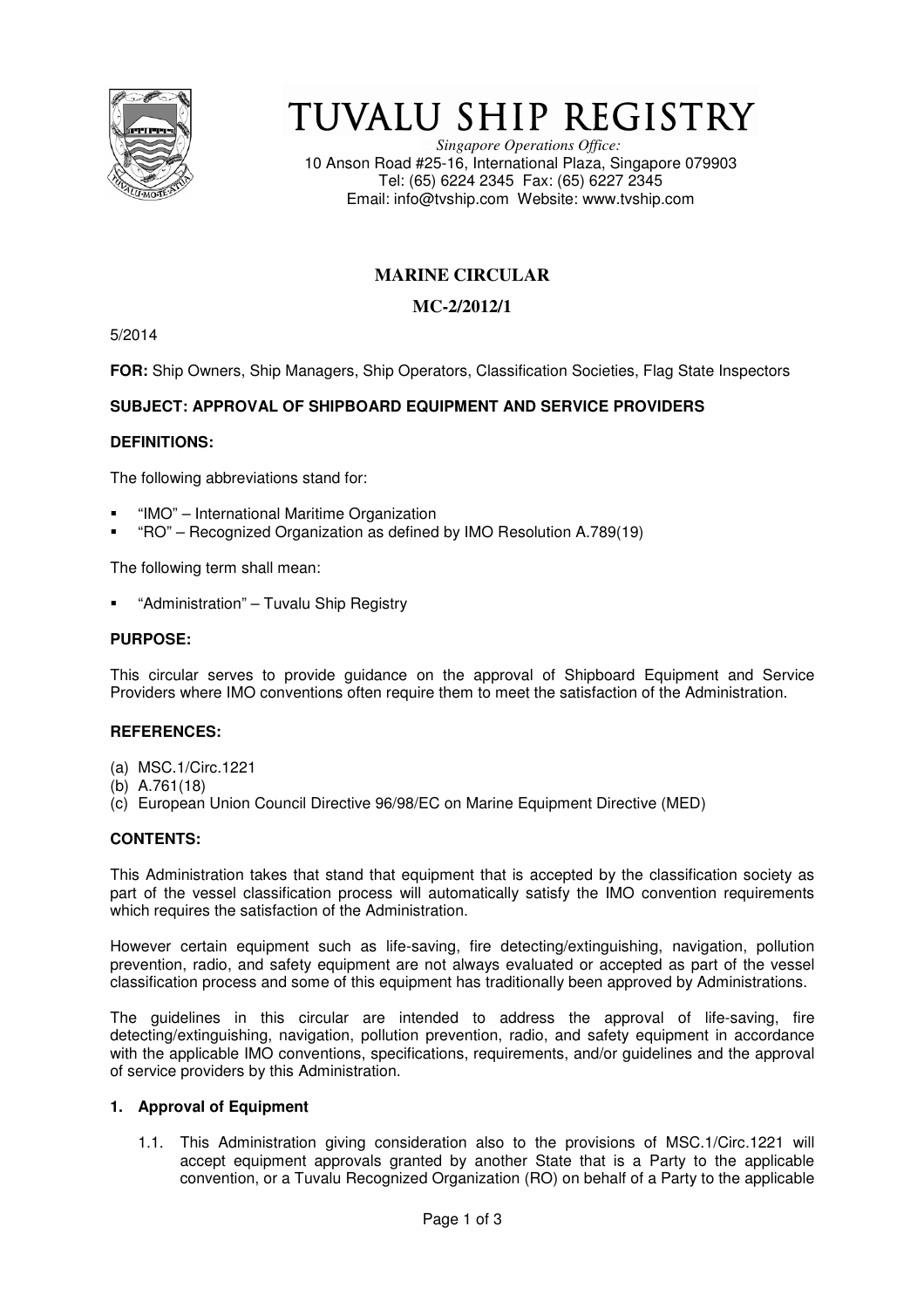# TUVALU SHIP REGISTRY

*Singapore Operations Office:*
10 Anson Road #25-16, International Plaza, Singapore 079903
Tel: (65) 6224 2345 Fax: (65) 6227 2345
Email: info@tvship.com Website: www.tvship.com

## MARINE CIRCULAR

## MC-2/2012/1

5/2014

**FOR:** Ship Owners, Ship Managers, Ship Operators, Classification Societies, Flag State Inspectors

**SUBJECT: APPROVAL OF SHIPBOARD EQUIPMENT AND SERVICE PROVIDERS**

**DEFINITIONS:**

The following abbreviations stand for:

- "IMO" – International Maritime Organization
- "RO" – Recognized Organization as defined by IMO Resolution A.789(19)

The following term shall mean:

- "Administration" – Tuvalu Ship Registry

**PURPOSE:**

This circular serves to provide guidance on the approval of Shipboard Equipment and Service Providers where IMO conventions often require them to meet the satisfaction of the Administration.

**REFERENCES:**

(a) MSC.1/Circ.1221
(b) A.761(18)
(c) European Union Council Directive 96/98/EC on Marine Equipment Directive (MED)

**CONTENTS:**

This Administration takes that stand that equipment that is accepted by the classification society as part of the vessel classification process will automatically satisfy the IMO convention requirements which requires the satisfaction of the Administration.

However certain equipment such as life-saving, fire detecting/extinguishing, navigation, pollution prevention, radio, and safety equipment are not always evaluated or accepted as part of the vessel classification process and some of this equipment has traditionally been approved by Administrations.

The guidelines in this circular are intended to address the approval of life-saving, fire detecting/extinguishing, navigation, pollution prevention, radio, and safety equipment in accordance with the applicable IMO conventions, specifications, requirements, and/or guidelines and the approval of service providers by this Administration.

**1. Approval of Equipment**

1.1. This Administration giving consideration also to the provisions of MSC.1/Circ.1221 will accept equipment approvals granted by another State that is a Party to the applicable convention, or a Tuvalu Recognized Organization (RO) on behalf of a Party to the applicable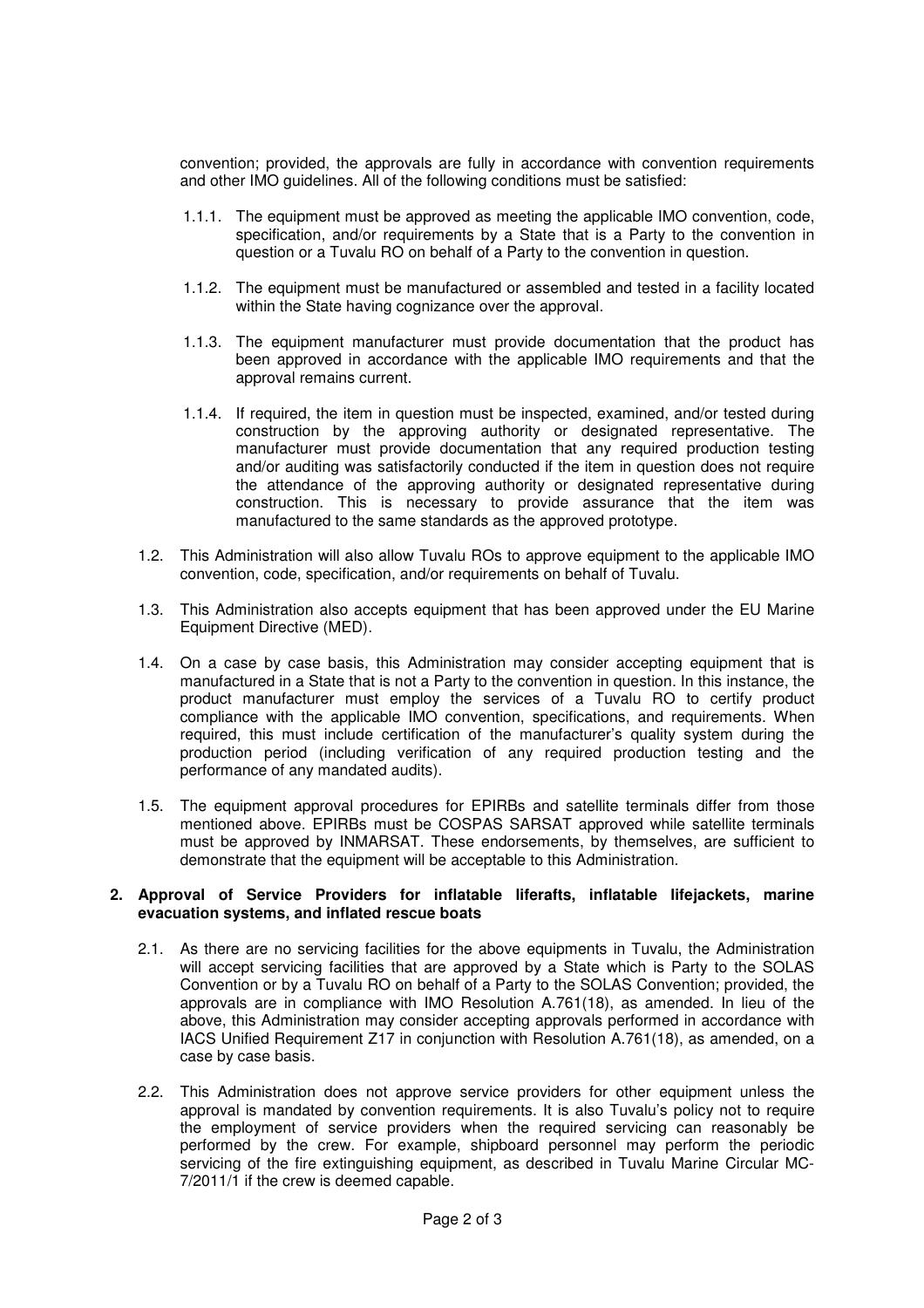convention; provided, the approvals are fully in accordance with convention requirements and other IMO guidelines. All of the following conditions must be satisfied:

1.1.1. The equipment must be approved as meeting the applicable IMO convention, code, specification, and/or requirements by a State that is a Party to the convention in question or a Tuvalu RO on behalf of a Party to the convention in question.

1.1.2. The equipment must be manufactured or assembled and tested in a facility located within the State having cognizance over the approval.

1.1.3. The equipment manufacturer must provide documentation that the product has been approved in accordance with the applicable IMO requirements and that the approval remains current.

1.1.4. If required, the item in question must be inspected, examined, and/or tested during construction by the approving authority or designated representative. The manufacturer must provide documentation that any required production testing and/or auditing was satisfactorily conducted if the item in question does not require the attendance of the approving authority or designated representative during construction. This is necessary to provide assurance that the item was manufactured to the same standards as the approved prototype.

1.2. This Administration will also allow Tuvalu ROs to approve equipment to the applicable IMO convention, code, specification, and/or requirements on behalf of Tuvalu.

1.3. This Administration also accepts equipment that has been approved under the EU Marine Equipment Directive (MED).

1.4. On a case by case basis, this Administration may consider accepting equipment that is manufactured in a State that is not a Party to the convention in question. In this instance, the product manufacturer must employ the services of a Tuvalu RO to certify product compliance with the applicable IMO convention, specifications, and requirements. When required, this must include certification of the manufacturer's quality system during the production period (including verification of any required production testing and the performance of any mandated audits).

1.5. The equipment approval procedures for EPIRBs and satellite terminals differ from those mentioned above. EPIRBs must be COSPAS SARSAT approved while satellite terminals must be approved by INMARSAT. These endorsements, by themselves, are sufficient to demonstrate that the equipment will be acceptable to this Administration.

## 2. Approval of Service Providers for inflatable liferafts, inflatable lifejackets, marine evacuation systems, and inflated rescue boats

2.1. As there are no servicing facilities for the above equipments in Tuvalu, the Administration will accept servicing facilities that are approved by a State which is Party to the SOLAS Convention or by a Tuvalu RO on behalf of a Party to the SOLAS Convention; provided, the approvals are in compliance with IMO Resolution A.761(18), as amended. In lieu of the above, this Administration may consider accepting approvals performed in accordance with IACS Unified Requirement Z17 in conjunction with Resolution A.761(18), as amended, on a case by case basis.

2.2. This Administration does not approve service providers for other equipment unless the approval is mandated by convention requirements. It is also Tuvalu's policy not to require the employment of service providers when the required servicing can reasonably be performed by the crew. For example, shipboard personnel may perform the periodic servicing of the fire extinguishing equipment, as described in Tuvalu Marine Circular MC-7/2011/1 if the crew is deemed capable.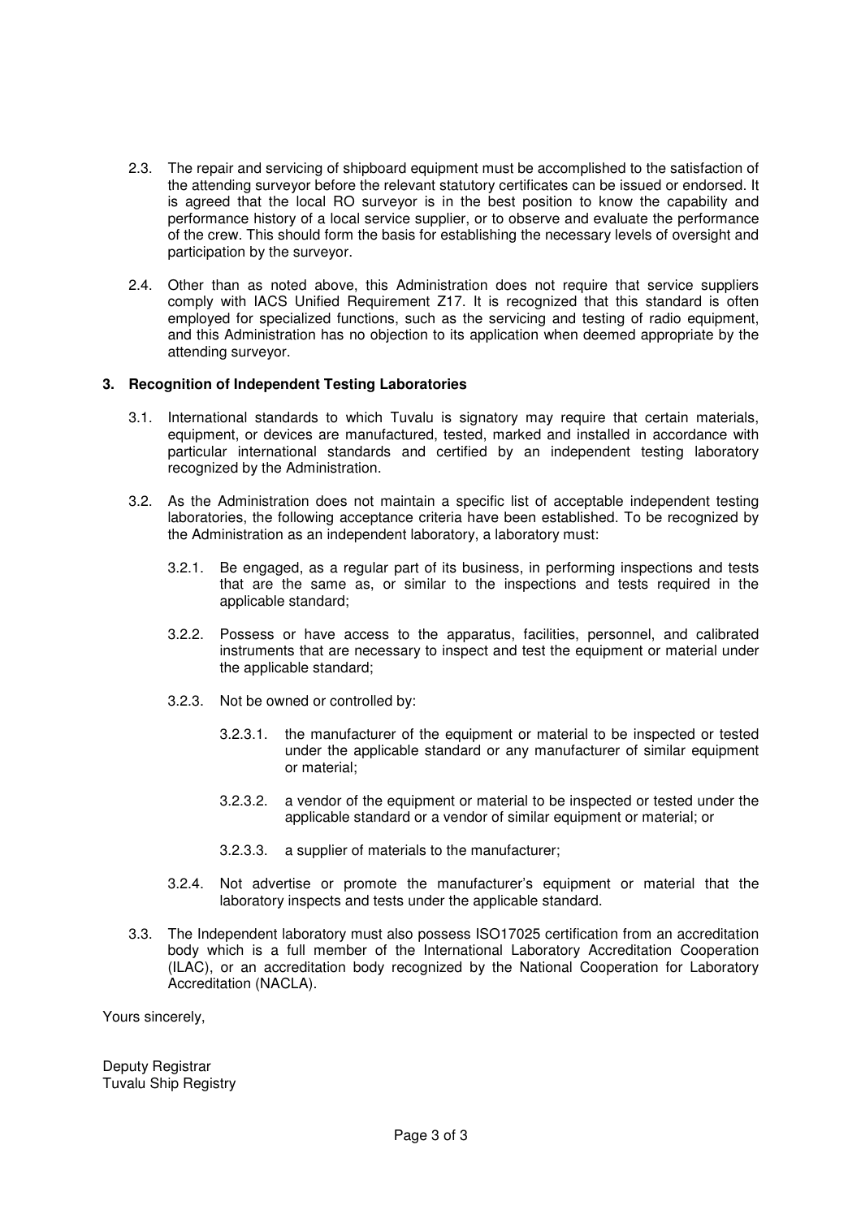2.3. The repair and servicing of shipboard equipment must be accomplished to the satisfaction of the attending surveyor before the relevant statutory certificates can be issued or endorsed. It is agreed that the local RO surveyor is in the best position to know the capability and performance history of a local service supplier, or to observe and evaluate the performance of the crew. This should form the basis for establishing the necessary levels of oversight and participation by the surveyor.

2.4. Other than as noted above, this Administration does not require that service suppliers comply with IACS Unified Requirement Z17. It is recognized that this standard is often employed for specialized functions, such as the servicing and testing of radio equipment, and this Administration has no objection to its application when deemed appropriate by the attending surveyor.

## 3. Recognition of Independent Testing Laboratories

3.1. International standards to which Tuvalu is signatory may require that certain materials, equipment, or devices are manufactured, tested, marked and installed in accordance with particular international standards and certified by an independent testing laboratory recognized by the Administration.

3.2. As the Administration does not maintain a specific list of acceptable independent testing laboratories, the following acceptance criteria have been established. To be recognized by the Administration as an independent laboratory, a laboratory must:

- 3.2.1. Be engaged, as a regular part of its business, in performing inspections and tests that are the same as, or similar to the inspections and tests required in the applicable standard;

- 3.2.2. Possess or have access to the apparatus, facilities, personnel, and calibrated instruments that are necessary to inspect and test the equipment or material under the applicable standard;

- 3.2.3. Not be owned or controlled by:

  - 3.2.3.1. the manufacturer of the equipment or material to be inspected or tested under the applicable standard or any manufacturer of similar equipment or material;

  - 3.2.3.2. a vendor of the equipment or material to be inspected or tested under the applicable standard or a vendor of similar equipment or material; or

  - 3.2.3.3. a supplier of materials to the manufacturer;

- 3.2.4. Not advertise or promote the manufacturer's equipment or material that the laboratory inspects and tests under the applicable standard.

3.3. The Independent laboratory must also possess ISO17025 certification from an accreditation body which is a full member of the International Laboratory Accreditation Cooperation (ILAC), or an accreditation body recognized by the National Cooperation for Laboratory Accreditation (NACLA).

Yours sincerely,

Deputy Registrar
Tuvalu Ship Registry